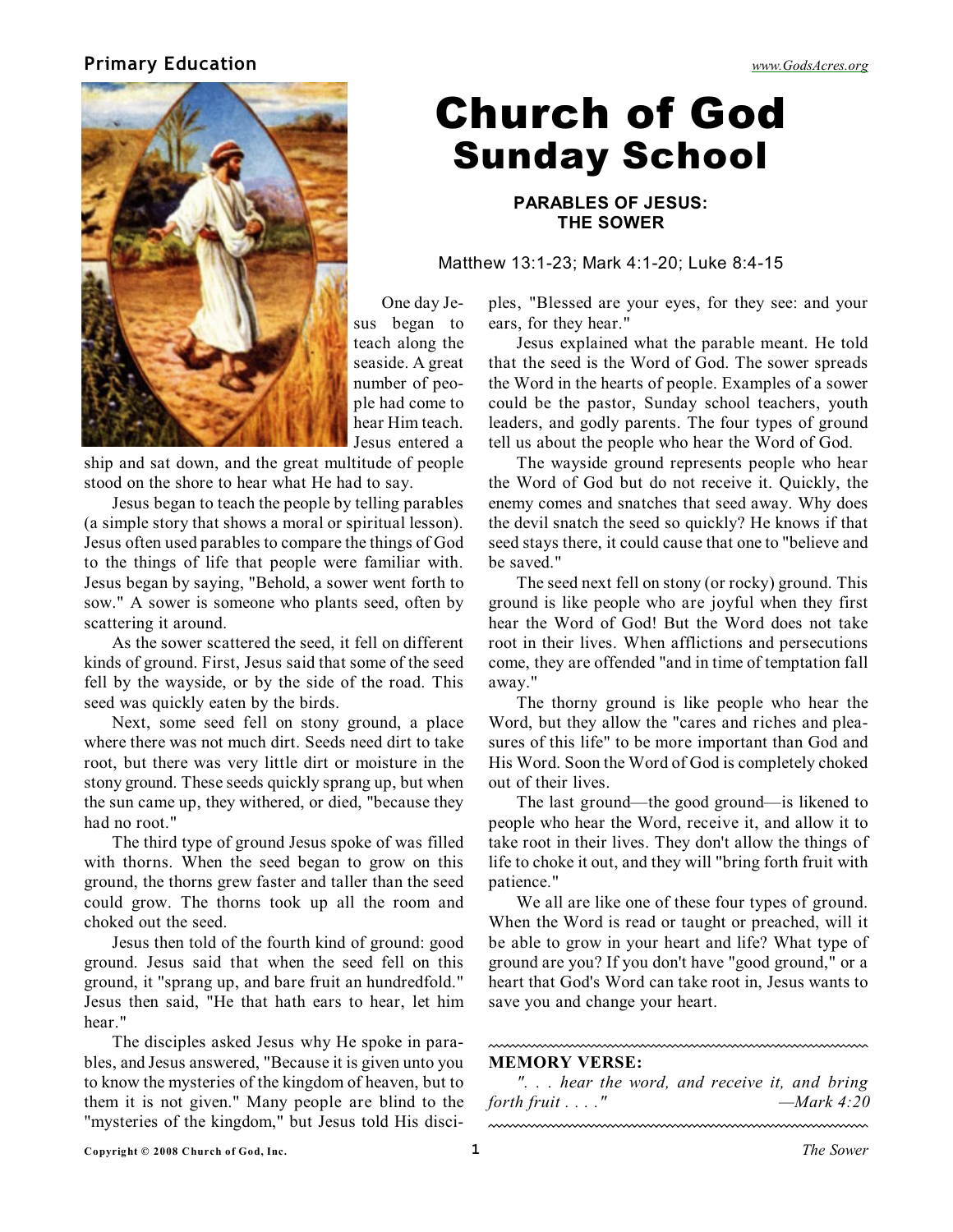Primary Education

# Church of God Sunday School

## PARABLES OF JESUS: THE SOWER

Matthew 13:1-23; Mark 4:1-20; Luke 8:4-15

One day Jesus began to teach along the seaside. A great number of people had come to hear Him teach. Jesus entered a ship and sat down, and the great multitude of people stood on the shore to hear what He had to say.

Jesus began to teach the people by telling parables (a simple story that shows a moral or spiritual lesson). Jesus often used parables to compare the things of God to the things of life that people were familiar with. Jesus began by saying, "Behold, a sower went forth to sow." A sower is someone who plants seed, often by scattering it around.

As the sower scattered the seed, it fell on different kinds of ground. First, Jesus said that some of the seed fell by the wayside, or by the side of the road. This seed was quickly eaten by the birds.

Next, some seed fell on stony ground, a place where there was not much dirt. Seeds need dirt to take root, but there was very little dirt or moisture in the stony ground. These seeds quickly sprang up, but when the sun came up, they withered, or died, "because they had no root."

The third type of ground Jesus spoke of was filled with thorns. When the seed began to grow on this ground, the thorns grew faster and taller than the seed could grow. The thorns took up all the room and choked out the seed.

Jesus then told of the fourth kind of ground: good ground. Jesus said that when the seed fell on this ground, it "sprang up, and bare fruit an hundredfold." Jesus then said, "He that hath ears to hear, let him hear."

The disciples asked Jesus why He spoke in parables, and Jesus answered, "Because it is given unto you to know the mysteries of the kingdom of heaven, but to them it is not given." Many people are blind to the "mysteries of the kingdom," but Jesus told His disciples, "Blessed are your eyes, for they see: and your ears, for they hear."

Jesus explained what the parable meant. He told that the seed is the Word of God. The sower spreads the Word in the hearts of people. Examples of a sower could be the pastor, Sunday school teachers, youth leaders, and godly parents. The four types of ground tell us about the people who hear the Word of God.

The wayside ground represents people who hear the Word of God but do not receive it. Quickly, the enemy comes and snatches that seed away. Why does the devil snatch the seed so quickly? He knows if that seed stays there, it could cause that one to "believe and be saved."

The seed next fell on stony (or rocky) ground. This ground is like people who are joyful when they first hear the Word of God! But the Word does not take root in their lives. When afflictions and persecutions come, they are offended "and in time of temptation fall away."

The thorny ground is like people who hear the Word, but they allow the "cares and riches and pleasures of this life" to be more important than God and His Word. Soon the Word of God is completely choked out of their lives.

The last ground—the good ground—is likened to people who hear the Word, receive it, and allow it to take root in their lives. They don't allow the things of life to choke it out, and they will "bring forth fruit with patience."

We all are like one of these four types of ground. When the Word is read or taught or preached, will it be able to grow in your heart and life? What type of ground are you? If you don't have "good ground," or a heart that God's Word can take root in, Jesus wants to save you and change your heart.

**MEMORY VERSE:**

*". . . hear the word, and receive it, and bring forth fruit . . . ."* —*Mark 4:20*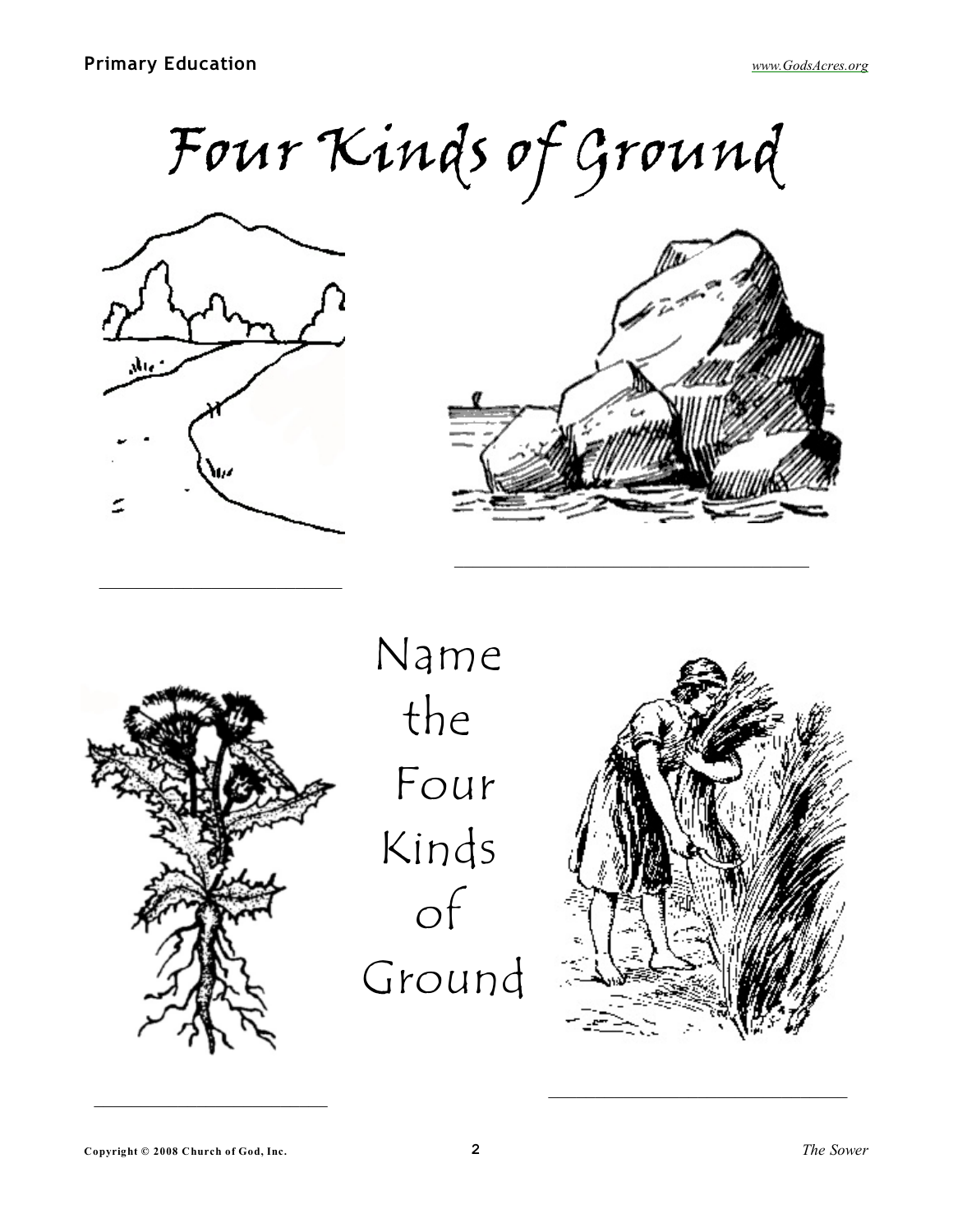# Four Kinds of Ground

_______________________

_______________________

Name the Four Kinds of Ground

_______________________

_______________________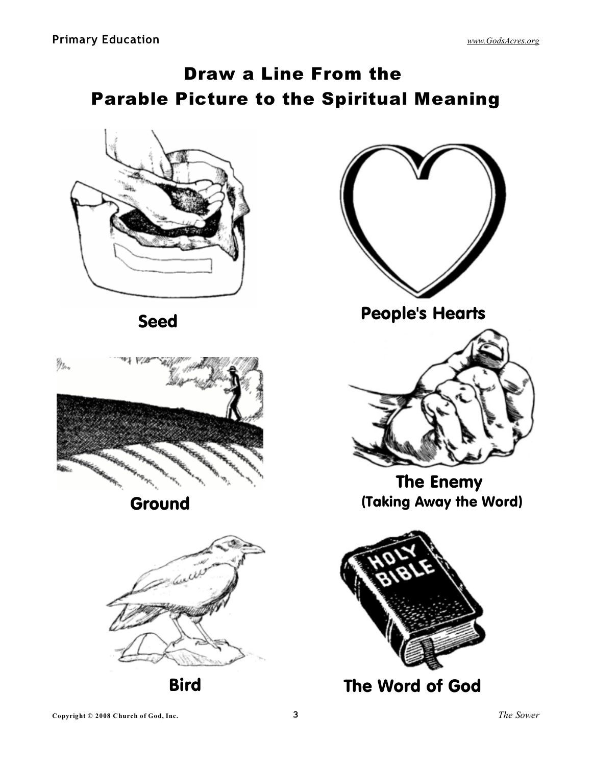# Draw a Line From the Parable Picture to the Spiritual Meaning

Seed

People's Hearts

Ground

The Enemy
(Taking Away the Word)

Bird

The Word of God